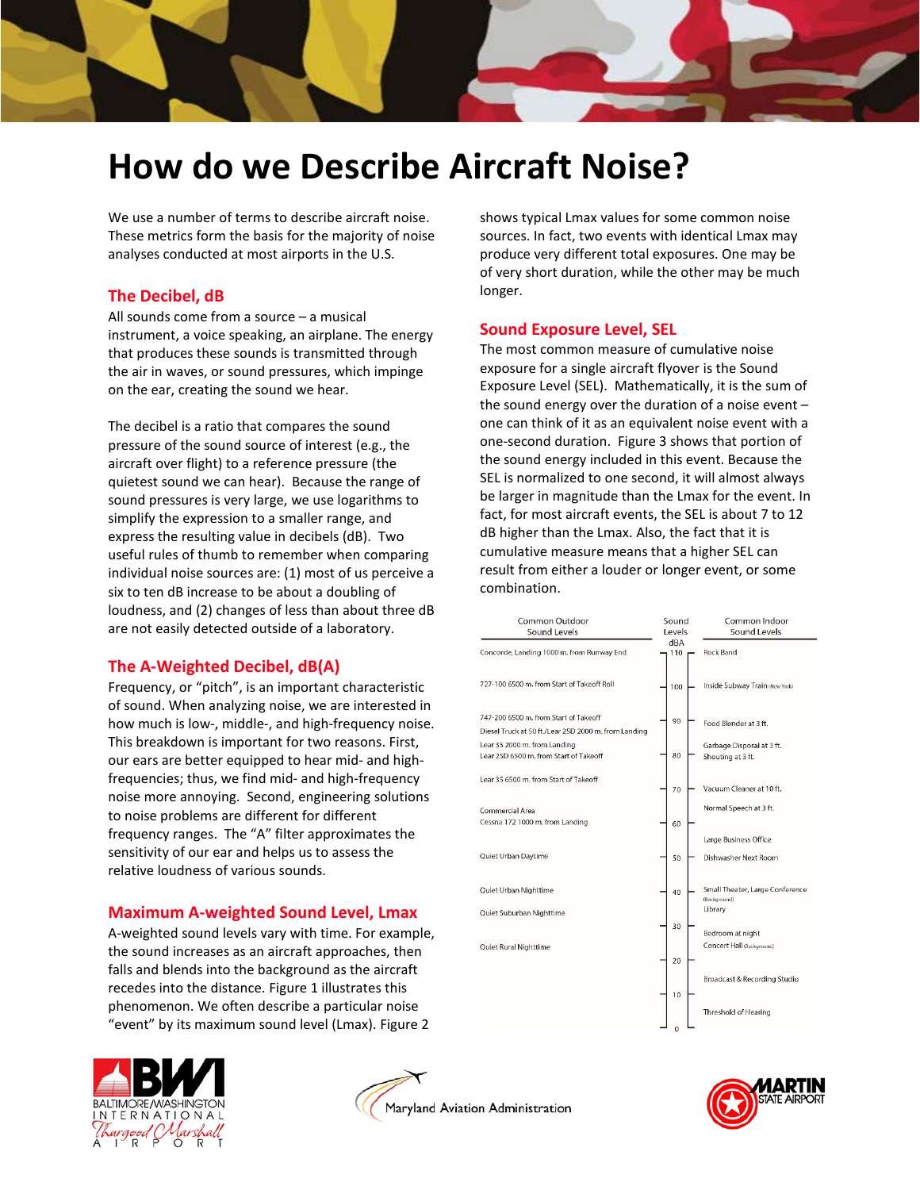# How do we Describe Aircraft Noise?

We use a number of terms to describe aircraft noise. These metrics form the basis for the majority of noise analyses conducted at most airports in the U.S.

## The Decibel, dB

All sounds come from a source – a musical instrument, a voice speaking, an airplane. The energy that produces these sounds is transmitted through the air in waves, or sound pressures, which impinge on the ear, creating the sound we hear.

The decibel is a ratio that compares the sound pressure of the sound source of interest (e.g., the aircraft over flight) to a reference pressure (the quietest sound we can hear). Because the range of sound pressures is very large, we use logarithms to simplify the expression to a smaller range, and express the resulting value in decibels (dB). Two useful rules of thumb to remember when comparing individual noise sources are: (1) most of us perceive a six to ten dB increase to be about a doubling of loudness, and (2) changes of less than about three dB are not easily detected outside of a laboratory.

## The A-Weighted Decibel, dB(A)

Frequency, or "pitch", is an important characteristic of sound. When analyzing noise, we are interested in how much is low-, middle-, and high-frequency noise. This breakdown is important for two reasons. First, our ears are better equipped to hear mid- and high-frequencies; thus, we find mid- and high-frequency noise more annoying. Second, engineering solutions to noise problems are different for different frequency ranges. The "A" filter approximates the sensitivity of our ear and helps us to assess the relative loudness of various sounds.

## Maximum A-weighted Sound Level, Lmax

A-weighted sound levels vary with time. For example, the sound increases as an aircraft approaches, then falls and blends into the background as the aircraft recedes into the distance. Figure 1 illustrates this phenomenon. We often describe a particular noise "event" by its maximum sound level (Lmax). Figure 2 shows typical Lmax values for some common noise sources. In fact, two events with identical Lmax may produce very different total exposures. One may be of very short duration, while the other may be much longer.

## Sound Exposure Level, SEL

The most common measure of cumulative noise exposure for a single aircraft flyover is the Sound Exposure Level (SEL). Mathematically, it is the sum of the sound energy over the duration of a noise event – one can think of it as an equivalent noise event with a one-second duration. Figure 3 shows that portion of the sound energy included in this event. Because the SEL is normalized to one second, it will almost always be larger in magnitude than the Lmax for the event. In fact, for most aircraft events, the SEL is about 7 to 12 dB higher than the Lmax. Also, the fact that it is cumulative measure means that a higher SEL can result from either a louder or longer event, or some combination.

| Common Outdoor Sound Levels | Sound Levels dBA | Common Indoor Sound Levels |
|---|---|---|
| Concorde, Landing 1000 m. from Runway End | 110 | Rock Band |
| 727-100 6500 m. from Start of Takeoff Roll | 100 | Inside Subway Train (New York) |
| 747-200 6500 m. from Start of Takeoff; Diesel Truck at 50 ft./Lear 25D 2000 m. from Landing | 90 | Food Blender at 3 ft. |
| Lear 35 2000 m. from Landing; Lear 25D 6500 m. from Start of Takeoff | 80 | Garbage Disposal at 3 ft.; Shouting at 3 ft. |
| Lear 35 6500 m. from Start of Takeoff | 70 | Vacuum Cleaner at 10 ft.; Normal Speech at 3 ft. |
| Commercial Area; Cessna 172 1000 m. from Landing | 60 | Large Business Office |
| Quiet Urban Daytime | 50 | Dishwasher Next Room |
| Quiet Urban Nighttime; Quiet Suburban Nighttime | 40 | Small Theater, Large Conference (Background); Library |
| Quiet Rural Nighttime | 30 | Bedroom at night; Concert Hall (Background) |
| | 20 | Broadcast & Recording Studio |
| | 10 | Threshold of Hearing |
| | 0 | |

BALTIMORE/WASHINGTON INTERNATIONAL Thurgood Marshall AIRPORT — Maryland Aviation Administration — MARTIN STATE AIRPORT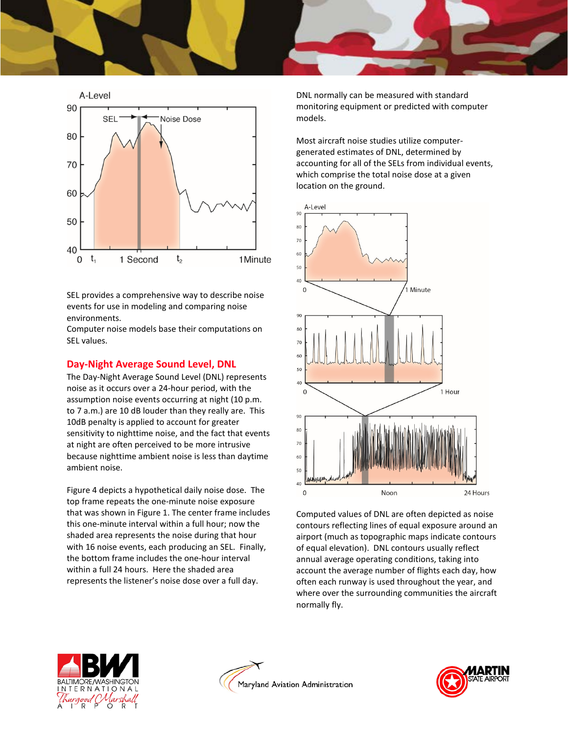A-Level

90

80

70

60

50

40

0 $t_1$ 1 Second $t_2$ 1 Minute

SEL

Noise Dose

SEL provides a comprehensive way to describe noise events for use in modeling and comparing noise environments.
Computer noise models base their computations on SEL values.

## Day-Night Average Sound Level, DNL

The Day-Night Average Sound Level (DNL) represents noise as it occurs over a 24-hour period, with the assumption noise events occurring at night (10 p.m. to 7 a.m.) are 10 dB louder than they really are. This 10dB penalty is applied to account for greater sensitivity to nighttime noise, and the fact that events at night are often perceived to be more intrusive because nighttime ambient noise is less than daytime ambient noise.

Figure 4 depicts a hypothetical daily noise dose. The top frame repeats the one-minute noise exposure that was shown in Figure 1. The center frame includes this one-minute interval within a full hour; now the shaded area represents the noise during that hour with 16 noise events, each producing an SEL. Finally, the bottom frame includes the one-hour interval within a full 24 hours. Here the shaded area represents the listener's noise dose over a full day.

DNL normally can be measured with standard monitoring equipment or predicted with computer models.

Most aircraft noise studies utilize computer-generated estimates of DNL, determined by accounting for all of the SELs from individual events, which comprise the total noise dose at a given location on the ground.

A-Level

90

80

70

60

50

40

0 1 Minute

90

80

70

60

50

40

0 1 Hour

90

80

70

60

50

40

0 Noon 24 Hours

Computed values of DNL are often depicted as noise contours reflecting lines of equal exposure around an airport (much as topographic maps indicate contours of equal elevation). DNL contours usually reflect annual average operating conditions, taking into account the average number of flights each day, how often each runway is used throughout the year, and where over the surrounding communities the aircraft normally fly.

BWI BALTIMORE/WASHINGTON INTERNATIONAL Thurgood Marshall AIRPORT

Maryland Aviation Administration

MARTIN STATE AIRPORT